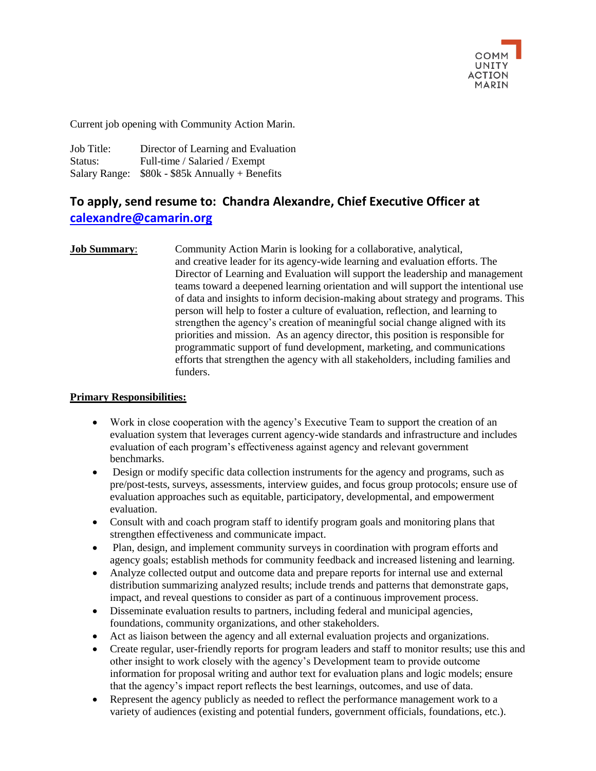COMMUNITY ACTION MARIN

Current job opening with Community Action Marin.

Job Title: Director of Learning and Evaluation
Status: Full-time / Salaried / Exempt
Salary Range: $80k - $85k Annually + Benefits

## To apply, send resume to: Chandra Alexandre, Chief Executive Officer at calexandre@camarin.org

**Job Summary**: Community Action Marin is looking for a collaborative, analytical, and creative leader for its agency-wide learning and evaluation efforts. The Director of Learning and Evaluation will support the leadership and management teams toward a deepened learning orientation and will support the intentional use of data and insights to inform decision-making about strategy and programs. This person will help to foster a culture of evaluation, reflection, and learning to strengthen the agency's creation of meaningful social change aligned with its priorities and mission. As an agency director, this position is responsible for programmatic support of fund development, marketing, and communications efforts that strengthen the agency with all stakeholders, including families and funders.

**Primary Responsibilities:**

- Work in close cooperation with the agency's Executive Team to support the creation of an evaluation system that leverages current agency-wide standards and infrastructure and includes evaluation of each program's effectiveness against agency and relevant government benchmarks.
- Design or modify specific data collection instruments for the agency and programs, such as pre/post-tests, surveys, assessments, interview guides, and focus group protocols; ensure use of evaluation approaches such as equitable, participatory, developmental, and empowerment evaluation.
- Consult with and coach program staff to identify program goals and monitoring plans that strengthen effectiveness and communicate impact.
- Plan, design, and implement community surveys in coordination with program efforts and agency goals; establish methods for community feedback and increased listening and learning.
- Analyze collected output and outcome data and prepare reports for internal use and external distribution summarizing analyzed results; include trends and patterns that demonstrate gaps, impact, and reveal questions to consider as part of a continuous improvement process.
- Disseminate evaluation results to partners, including federal and municipal agencies, foundations, community organizations, and other stakeholders.
- Act as liaison between the agency and all external evaluation projects and organizations.
- Create regular, user-friendly reports for program leaders and staff to monitor results; use this and other insight to work closely with the agency's Development team to provide outcome information for proposal writing and author text for evaluation plans and logic models; ensure that the agency's impact report reflects the best learnings, outcomes, and use of data.
- Represent the agency publicly as needed to reflect the performance management work to a variety of audiences (existing and potential funders, government officials, foundations, etc.).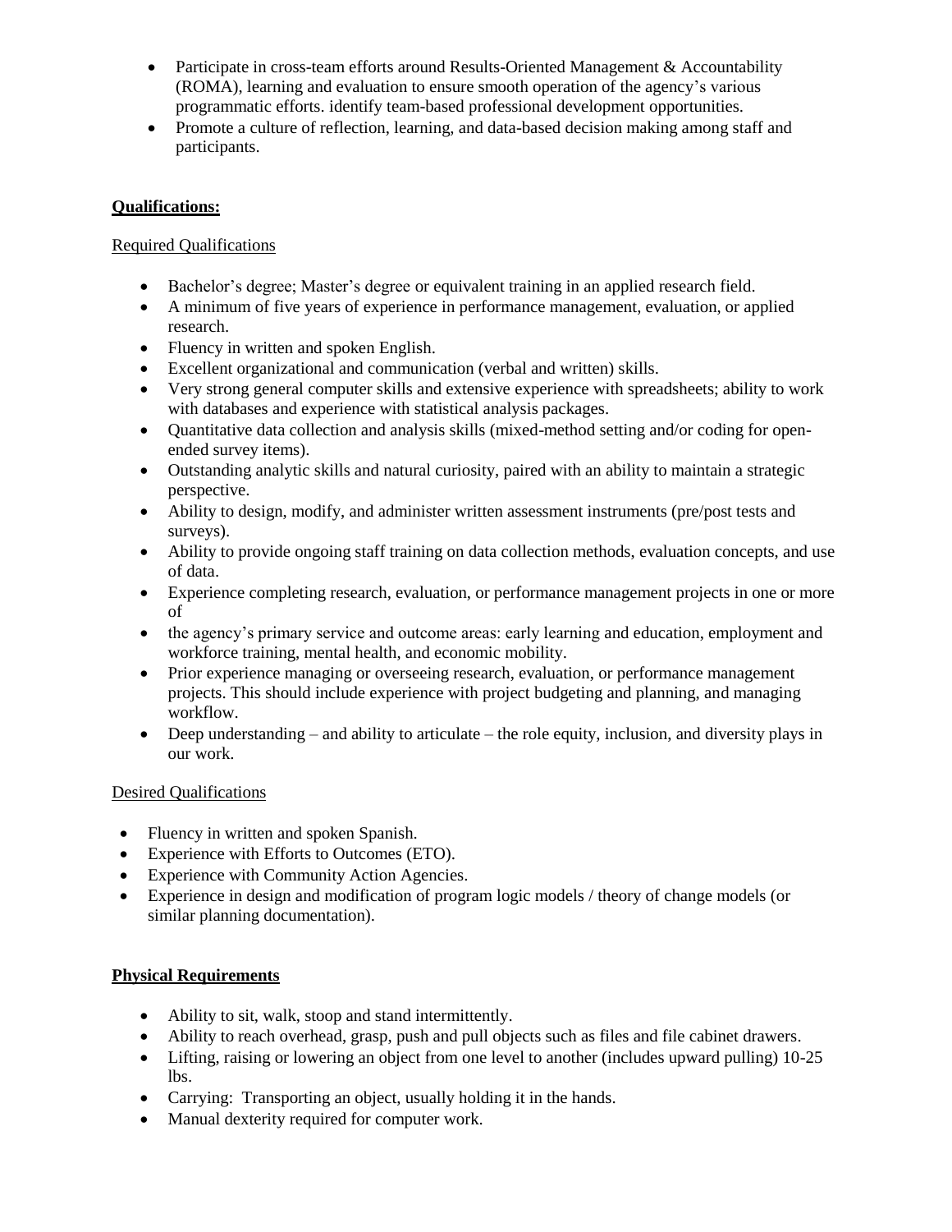- Participate in cross-team efforts around Results-Oriented Management & Accountability (ROMA), learning and evaluation to ensure smooth operation of the agency's various programmatic efforts. identify team-based professional development opportunities.
- Promote a culture of reflection, learning, and data-based decision making among staff and participants.

## Qualifications:

### Required Qualifications

- Bachelor's degree; Master's degree or equivalent training in an applied research field.
- A minimum of five years of experience in performance management, evaluation, or applied research.
- Fluency in written and spoken English.
- Excellent organizational and communication (verbal and written) skills.
- Very strong general computer skills and extensive experience with spreadsheets; ability to work with databases and experience with statistical analysis packages.
- Quantitative data collection and analysis skills (mixed-method setting and/or coding for open-ended survey items).
- Outstanding analytic skills and natural curiosity, paired with an ability to maintain a strategic perspective.
- Ability to design, modify, and administer written assessment instruments (pre/post tests and surveys).
- Ability to provide ongoing staff training on data collection methods, evaluation concepts, and use of data.
- Experience completing research, evaluation, or performance management projects in one or more of
- the agency's primary service and outcome areas: early learning and education, employment and workforce training, mental health, and economic mobility.
- Prior experience managing or overseeing research, evaluation, or performance management projects. This should include experience with project budgeting and planning, and managing workflow.
- Deep understanding – and ability to articulate – the role equity, inclusion, and diversity plays in our work.

### Desired Qualifications

- Fluency in written and spoken Spanish.
- Experience with Efforts to Outcomes (ETO).
- Experience with Community Action Agencies.
- Experience in design and modification of program logic models / theory of change models (or similar planning documentation).

## Physical Requirements

- Ability to sit, walk, stoop and stand intermittently.
- Ability to reach overhead, grasp, push and pull objects such as files and file cabinet drawers.
- Lifting, raising or lowering an object from one level to another (includes upward pulling) 10-25 lbs.
- Carrying: Transporting an object, usually holding it in the hands.
- Manual dexterity required for computer work.